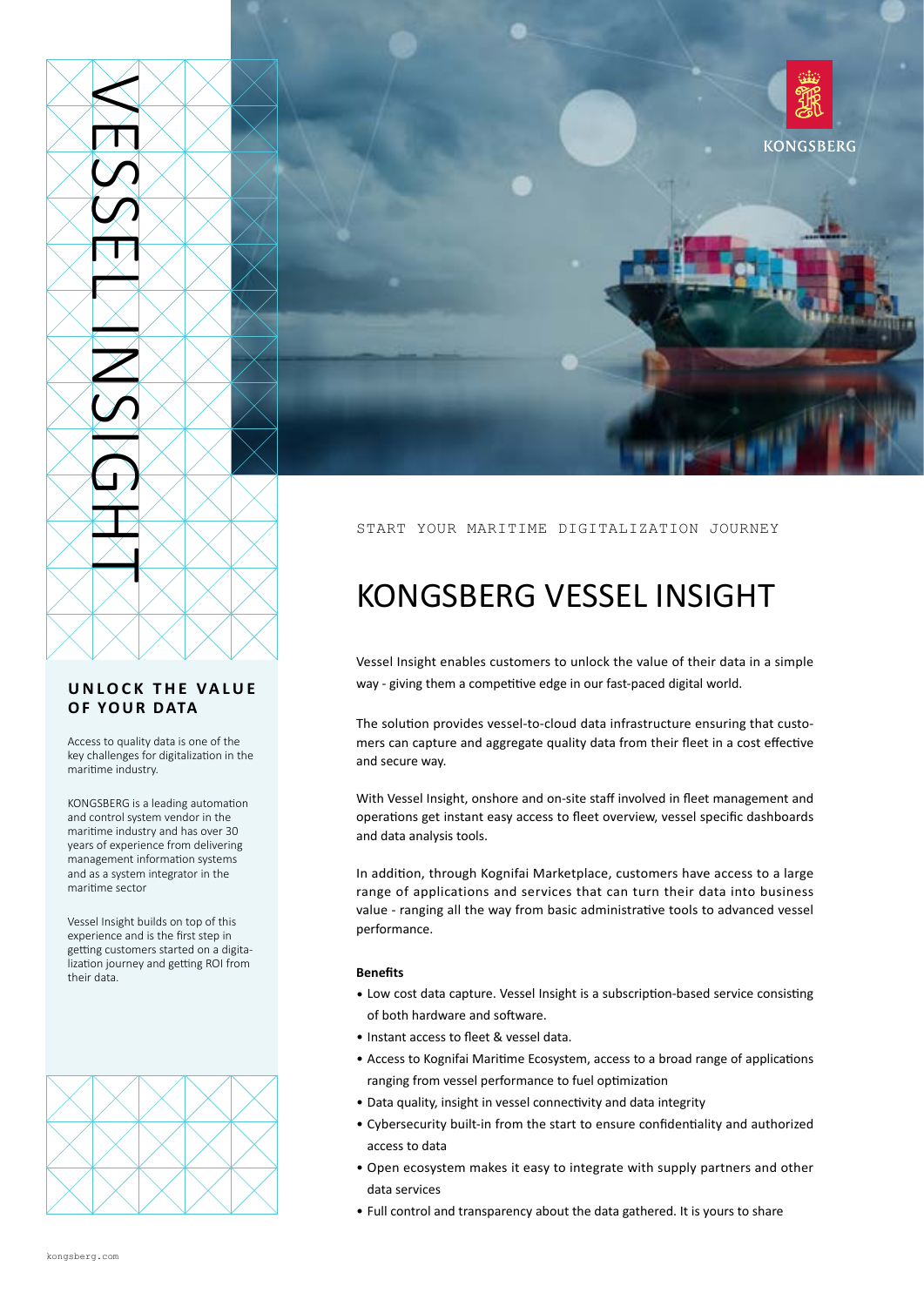# VESSEL INSIGHT

## UNLOCK THE VALUE OF YOUR DATA

Access to quality data is one of the key challenges for digitalization in the maritime industry.

KONGSBERG is a leading automation and control system vendor in the maritime industry and has over 30 years of experience from delivering management information systems and as a system integrator in the maritime sector

Vessel Insight builds on top of this experience and is the first step in getting customers started on a digitalization journey and getting ROI from their data.

START YOUR MARITIME DIGITALIZATION JOURNEY

# KONGSBERG VESSEL INSIGHT

Vessel Insight enables customers to unlock the value of their data in a simple way - giving them a competitive edge in our fast-paced digital world.

The solution provides vessel-to-cloud data infrastructure ensuring that customers can capture and aggregate quality data from their fleet in a cost effective and secure way.

With Vessel Insight, onshore and on-site staff involved in fleet management and operations get instant easy access to fleet overview, vessel specific dashboards and data analysis tools.

In addition, through Kognifai Marketplace, customers have access to a large range of applications and services that can turn their data into business value - ranging all the way from basic administrative tools to advanced vessel performance.

**Benefits**

- Low cost data capture. Vessel Insight is a subscription-based service consisting of both hardware and software.
- Instant access to fleet & vessel data.
- Access to Kognifai Maritime Ecosystem, access to a broad range of applications ranging from vessel performance to fuel optimization
- Data quality, insight in vessel connectivity and data integrity
- Cybersecurity built-in from the start to ensure confidentiality and authorized access to data
- Open ecosystem makes it easy to integrate with supply partners and other data services
- Full control and transparency about the data gathered. It is yours to share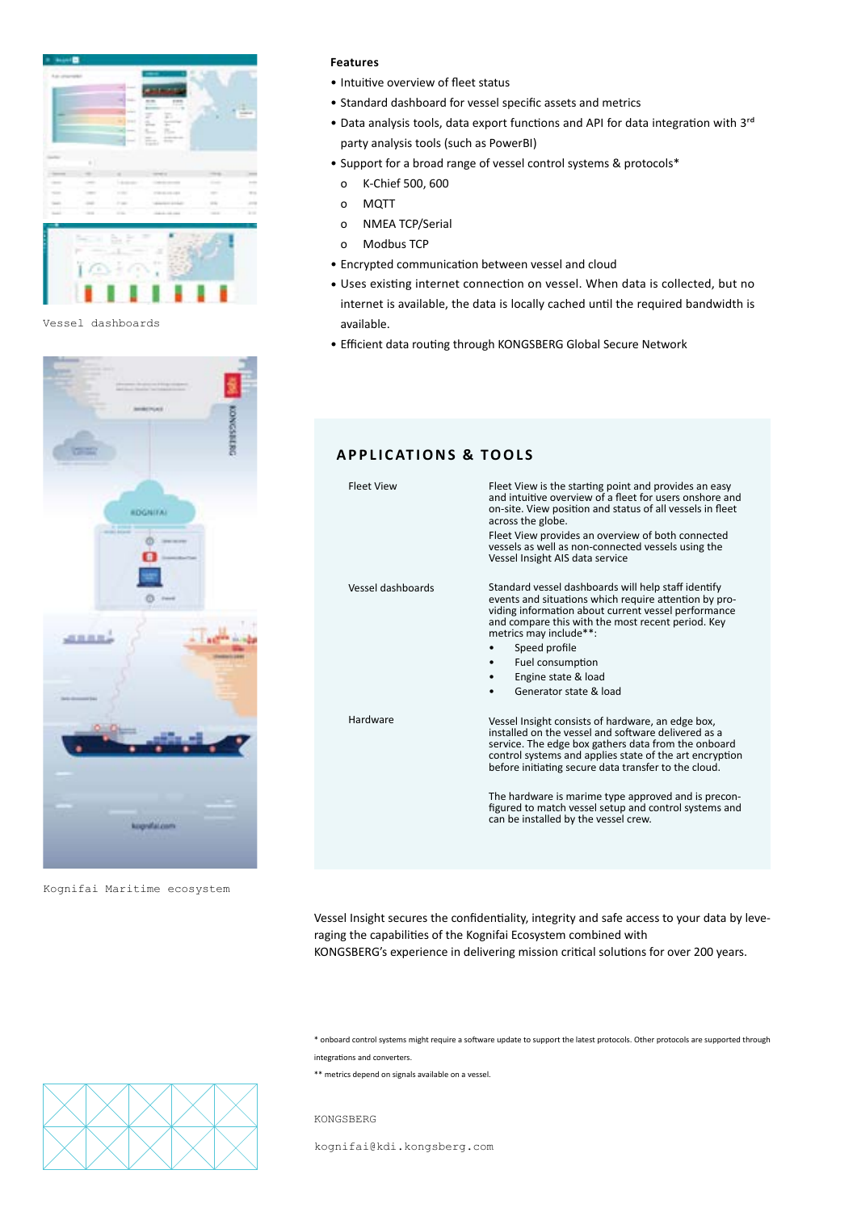Vessel dashboards

Kognifai Maritime ecosystem

**Features**

- Intuitive overview of fleet status
- Standard dashboard for vessel specific assets and metrics
- Data analysis tools, data export functions and API for data integration with 3rd party analysis tools (such as PowerBI)
- Support for a broad range of vessel control systems & protocols*
  - K-Chief 500, 600
  - MQTT
  - NMEA TCP/Serial
  - Modbus TCP
- Encrypted communication between vessel and cloud
- Uses existing internet connection on vessel. When data is collected, but no internet is available, the data is locally cached until the required bandwidth is available.
- Efficient data routing through KONGSBERG Global Secure Network

## APPLICATIONS & TOOLS

**Fleet View**

Fleet View is the starting point and provides an easy and intuitive overview of a fleet for users onshore and on-site. View position and status of all vessels in fleet across the globe.

Fleet View provides an overview of both connected vessels as well as non-connected vessels using the Vessel Insight AIS data service

**Vessel dashboards**

Standard vessel dashboards will help staff identify events and situations which require attention by providing information about current vessel performance and compare this with the most recent period. Key metrics may include**:

- Speed profile
- Fuel consumption
- Engine state & load
- Generator state & load

**Hardware**

Vessel Insight consists of hardware, an edge box, installed on the vessel and software delivered as a service. The edge box gathers data from the onboard control systems and applies state of the art encryption before initiating secure data transfer to the cloud.

The hardware is marime type approved and is preconfigured to match vessel setup and control systems and can be installed by the vessel crew.

Vessel Insight secures the confidentiality, integrity and safe access to your data by leveraging the capabilities of the Kognifai Ecosystem combined with KONGSBERG's experience in delivering mission critical solutions for over 200 years.

\* onboard control systems might require a software update to support the latest protocols. Other protocols are supported through integrations and converters.

** metrics depend on signals available on a vessel.

KONGSBERG

kognifai@kdi.kongsberg.com